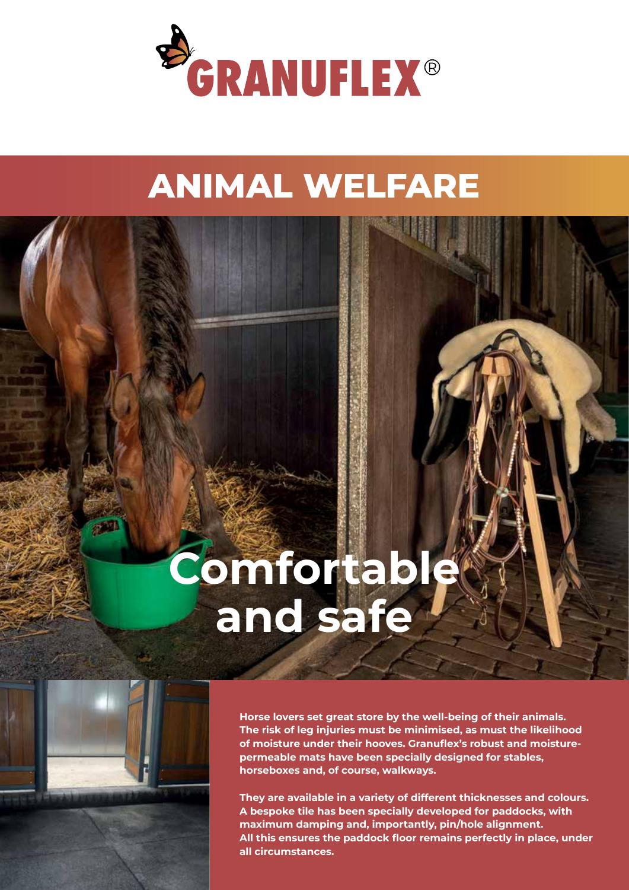GRANUFLEX®

# ANIMAL WELFARE

## Comfortable and safe

**Horse lovers set great store by the well-being of their animals. The risk of leg injuries must be minimised, as must the likelihood of moisture under their hooves. Granuflex's robust and moisture-permeable mats have been specially designed for stables, horseboxes and, of course, walkways.**

**They are available in a variety of different thicknesses and colours. A bespoke tile has been specially developed for paddocks, with maximum damping and, importantly, pin/hole alignment. All this ensures the paddock floor remains perfectly in place, under all circumstances.**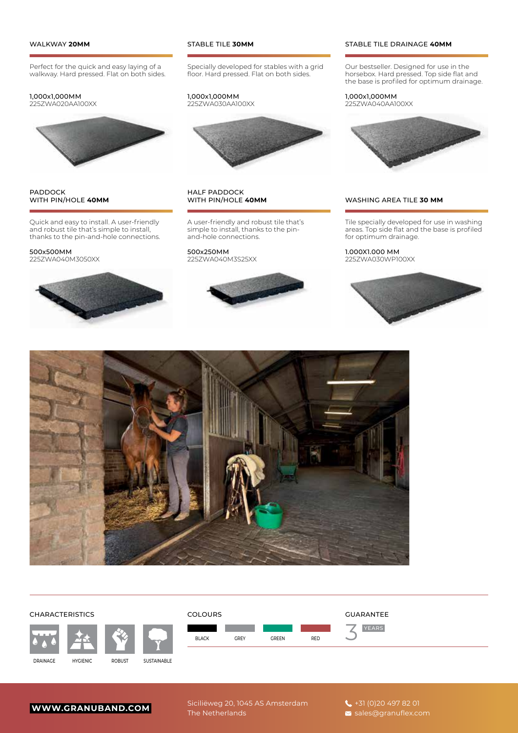## WALKWAY **20MM**

Perfect for the quick and easy laying of a walkway. Hard pressed. Flat on both sides.

**1,000x1,000MM**
225ZWA020AA100XX

## STABLE TILE **30MM**

Specially developed for stables with a grid floor. Hard pressed. Flat on both sides.

**1,000x1,000MM**
225ZWA030AA100XX

## STABLE TILE DRAINAGE **40MM**

Our bestseller. Designed for use in the horsebox. Hard pressed. Top side flat and the base is profiled for optimum drainage.

**1,000x1,000MM**
225ZWA040AA100XX

## PADDOCK WITH PIN/HOLE **40MM**

Quick and easy to install. A user-friendly and robust tile that's simple to install, thanks to the pin-and-hole connections.

**500x500MM**
225ZWA040M3050XX

## HALF PADDOCK WITH PIN/HOLE **40MM**

A user-friendly and robust tile that's simple to install, thanks to the pin-and-hole connections.

**500x250MM**
225ZWA040M3S25XX

## WASHING AREA TILE **30 MM**

Tile specially developed for use in washing areas. Top side flat and the base is profiled for optimum drainage.

**1.000X1.000 MM**
225ZWA030WP100XX

## CHARACTERISTICS

DRAINAGE
HYGIENIC
ROBUST
SUSTAINABLE

## COLOURS

BLACK
GREY
GREEN
RED

## GUARANTEE

3 YEARS

**WWW.GRANUBAND.COM**

Siciliëweg 20, 1045 AS Amsterdam
The Netherlands

+31 (0)20 497 82 01
sales@granuflex.com